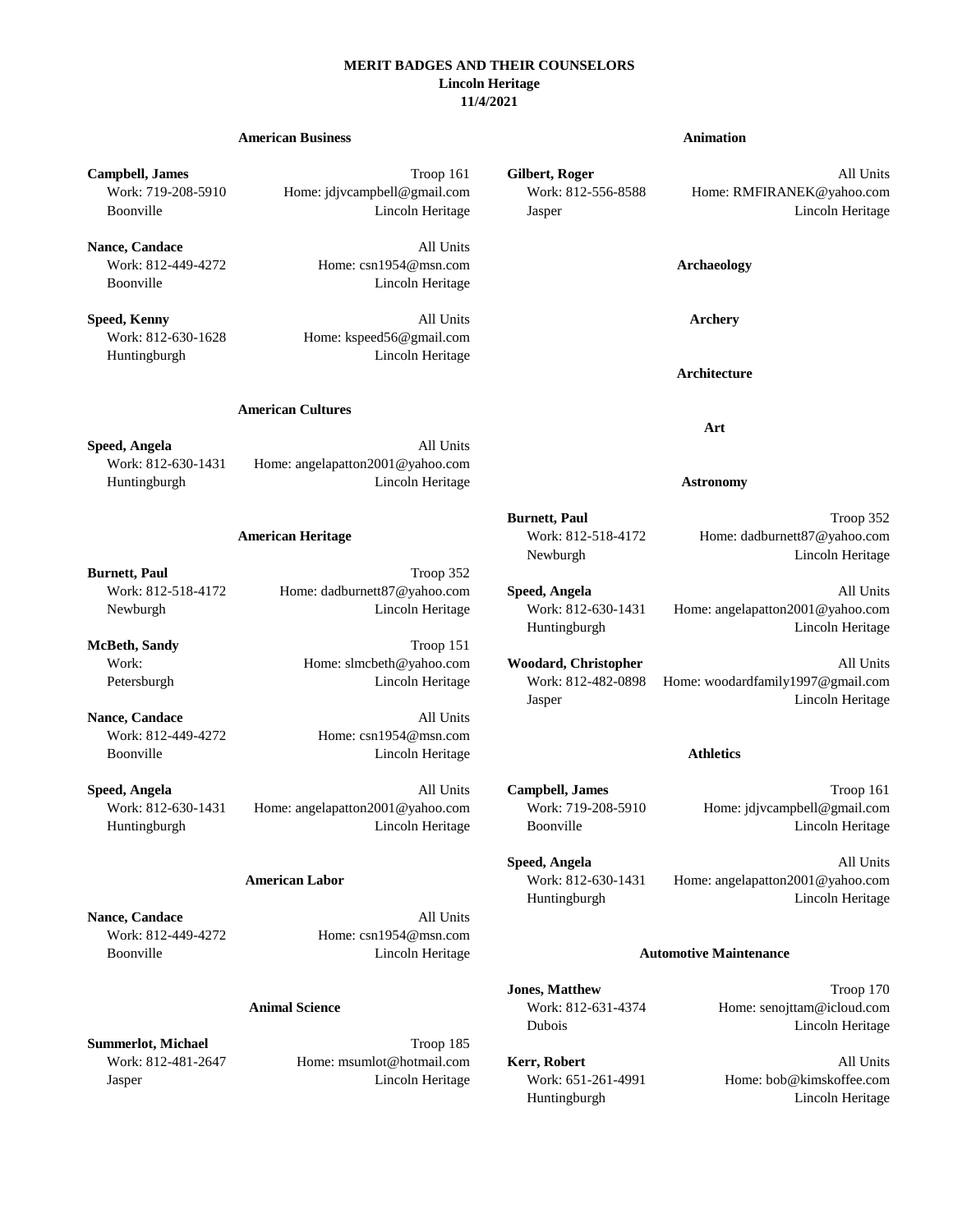# MERIT BADGES AND THEIR COUNSELORS

**Lincoln Heritage**

**11/4/2021**

## American Business

**Campbell, James** — Troop 161
Work: 719-208-5910 — Home: jdjvcampbell@gmail.com
Boonville — Lincoln Heritage

**Nance, Candace** — All Units
Work: 812-449-4272 — Home: csn1954@msn.com
Boonville — Lincoln Heritage

**Speed, Kenny** — All Units
Work: 812-630-1628 — Home: kspeed56@gmail.com
Huntingburgh — Lincoln Heritage

## American Cultures

**Speed, Angela** — All Units
Work: 812-630-1431 — Home: angelapatton2001@yahoo.com
Huntingburgh — Lincoln Heritage

## American Heritage

**Burnett, Paul** — Troop 352
Work: 812-518-4172 — Home: dadburnett87@yahoo.com
Newburgh — Lincoln Heritage

**McBeth, Sandy** — Troop 151
Work: — Home: slmcbeth@yahoo.com
Petersburgh — Lincoln Heritage

**Nance, Candace** — All Units
Work: 812-449-4272 — Home: csn1954@msn.com
Boonville — Lincoln Heritage

**Speed, Angela** — All Units
Work: 812-630-1431 — Home: angelapatton2001@yahoo.com
Huntingburgh — Lincoln Heritage

## American Labor

**Nance, Candace** — All Units
Work: 812-449-4272 — Home: csn1954@msn.com
Boonville — Lincoln Heritage

## Animal Science

**Summerlot, Michael** — Troop 185
Work: 812-481-2647 — Home: msumlot@hotmail.com
Jasper — Lincoln Heritage

## Animation

**Gilbert, Roger** — All Units
Work: 812-556-8588 — Home: RMFIRANEK@yahoo.com
Jasper — Lincoln Heritage

## Archaeology

## Archery

## Architecture

## Art

## Astronomy

**Burnett, Paul** — Troop 352
Work: 812-518-4172 — Home: dadburnett87@yahoo.com
Newburgh — Lincoln Heritage

**Speed, Angela** — All Units
Work: 812-630-1431 — Home: angelapatton2001@yahoo.com
Huntingburgh — Lincoln Heritage

**Woodard, Christopher** — All Units
Work: 812-482-0898 — Home: woodardfamily1997@gmail.com
Jasper — Lincoln Heritage

## Athletics

**Campbell, James** — Troop 161
Work: 719-208-5910 — Home: jdjvcampbell@gmail.com
Boonville — Lincoln Heritage

**Speed, Angela** — All Units
Work: 812-630-1431 — Home: angelapatton2001@yahoo.com
Huntingburgh — Lincoln Heritage

## Automotive Maintenance

**Jones, Matthew** — Troop 170
Work: 812-631-4374 — Home: senojttam@icloud.com
Dubois — Lincoln Heritage

**Kerr, Robert** — All Units
Work: 651-261-4991 — Home: bob@kimskoffee.com
Huntingburgh — Lincoln Heritage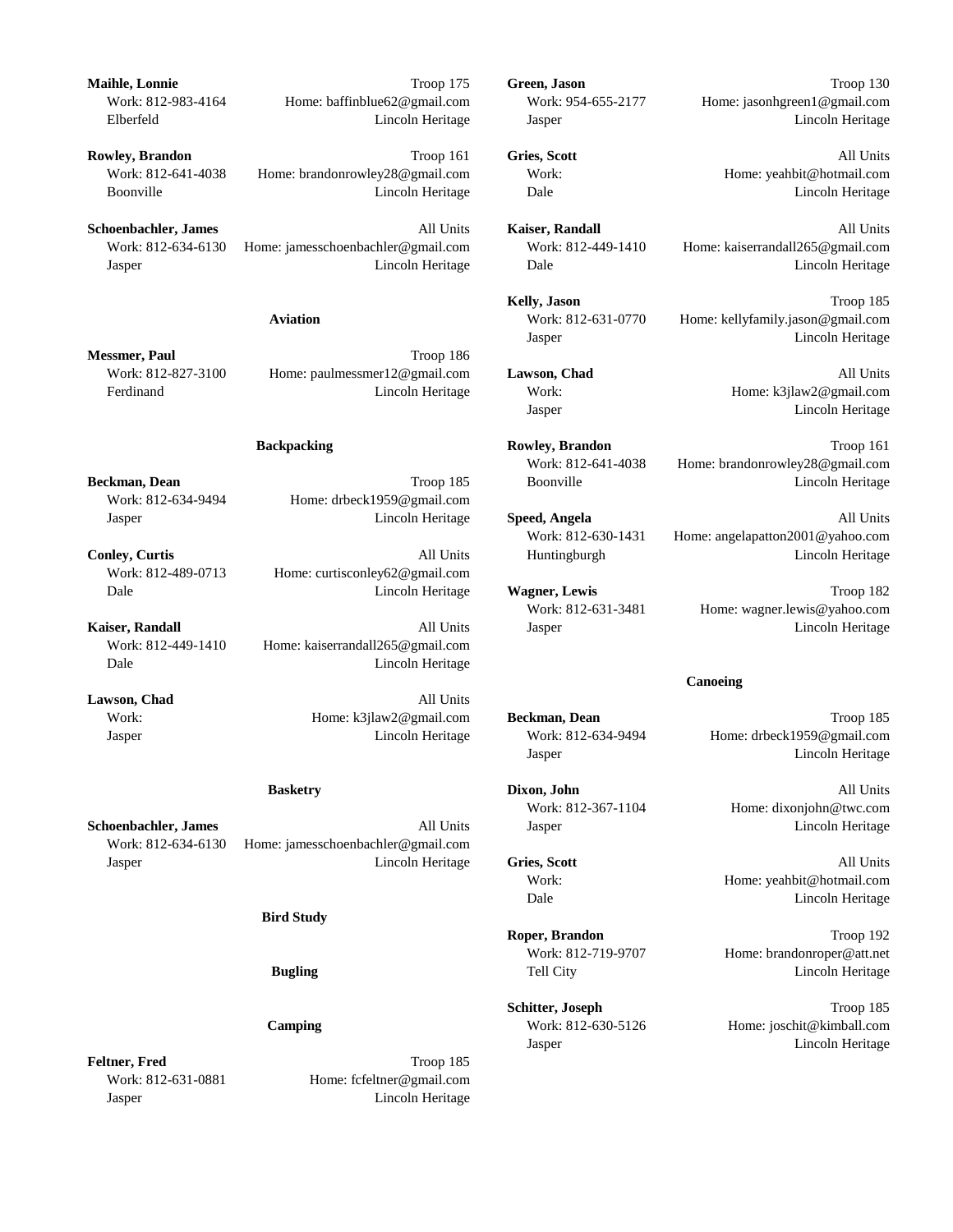**Maihle, Lonnie** Troop 175
Work: 812-983-4164 Home: baffinblue62@gmail.com
Elberfeld Lincoln Heritage

**Rowley, Brandon** Troop 161
Work: 812-641-4038 Home: brandonrowley28@gmail.com
Boonville Lincoln Heritage

**Schoenbachler, James** All Units
Work: 812-634-6130 Home: jamesschoenbachler@gmail.com
Jasper Lincoln Heritage

### Aviation

**Messmer, Paul** Troop 186
Work: 812-827-3100 Home: paulmessmer12@gmail.com
Ferdinand Lincoln Heritage

### Backpacking

**Beckman, Dean** Troop 185
Work: 812-634-9494 Home: drbeck1959@gmail.com
Jasper Lincoln Heritage

**Conley, Curtis** All Units
Work: 812-489-0713 Home: curtisconley62@gmail.com
Dale Lincoln Heritage

**Kaiser, Randall** All Units
Work: 812-449-1410 Home: kaiserrandall265@gmail.com
Dale Lincoln Heritage

**Lawson, Chad** All Units
Work: Home: k3jlaw2@gmail.com
Jasper Lincoln Heritage

### Basketry

**Schoenbachler, James** All Units
Work: 812-634-6130 Home: jamesschoenbachler@gmail.com
Jasper Lincoln Heritage

### Bird Study

### Bugling

### Camping

**Feltner, Fred** Troop 185
Work: 812-631-0881 Home: fcfeltner@gmail.com
Jasper Lincoln Heritage

**Green, Jason** Troop 130
Work: 954-655-2177 Home: jasonhgreen1@gmail.com
Jasper Lincoln Heritage

**Gries, Scott** All Units
Work: Home: yeahbit@hotmail.com
Dale Lincoln Heritage

**Kaiser, Randall** All Units
Work: 812-449-1410 Home: kaiserrandall265@gmail.com
Dale Lincoln Heritage

**Kelly, Jason** Troop 185
Work: 812-631-0770 Home: kellyfamily.jason@gmail.com
Jasper Lincoln Heritage

**Lawson, Chad** All Units
Work: Home: k3jlaw2@gmail.com
Jasper Lincoln Heritage

**Rowley, Brandon** Troop 161
Work: 812-641-4038 Home: brandonrowley28@gmail.com
Boonville Lincoln Heritage

**Speed, Angela** All Units
Work: 812-630-1431 Home: angelapatton2001@yahoo.com
Huntingburgh Lincoln Heritage

**Wagner, Lewis** Troop 182
Work: 812-631-3481 Home: wagner.lewis@yahoo.com
Jasper Lincoln Heritage

### Canoeing

**Beckman, Dean** Troop 185
Work: 812-634-9494 Home: drbeck1959@gmail.com
Jasper Lincoln Heritage

**Dixon, John** All Units
Work: 812-367-1104 Home: dixonjohn@twc.com
Jasper Lincoln Heritage

**Gries, Scott** All Units
Work: Home: yeahbit@hotmail.com
Dale Lincoln Heritage

**Roper, Brandon** Troop 192
Work: 812-719-9707 Home: brandonroper@att.net
Tell City Lincoln Heritage

**Schitter, Joseph** Troop 185
Work: 812-630-5126 Home: joschit@kimball.com
Jasper Lincoln Heritage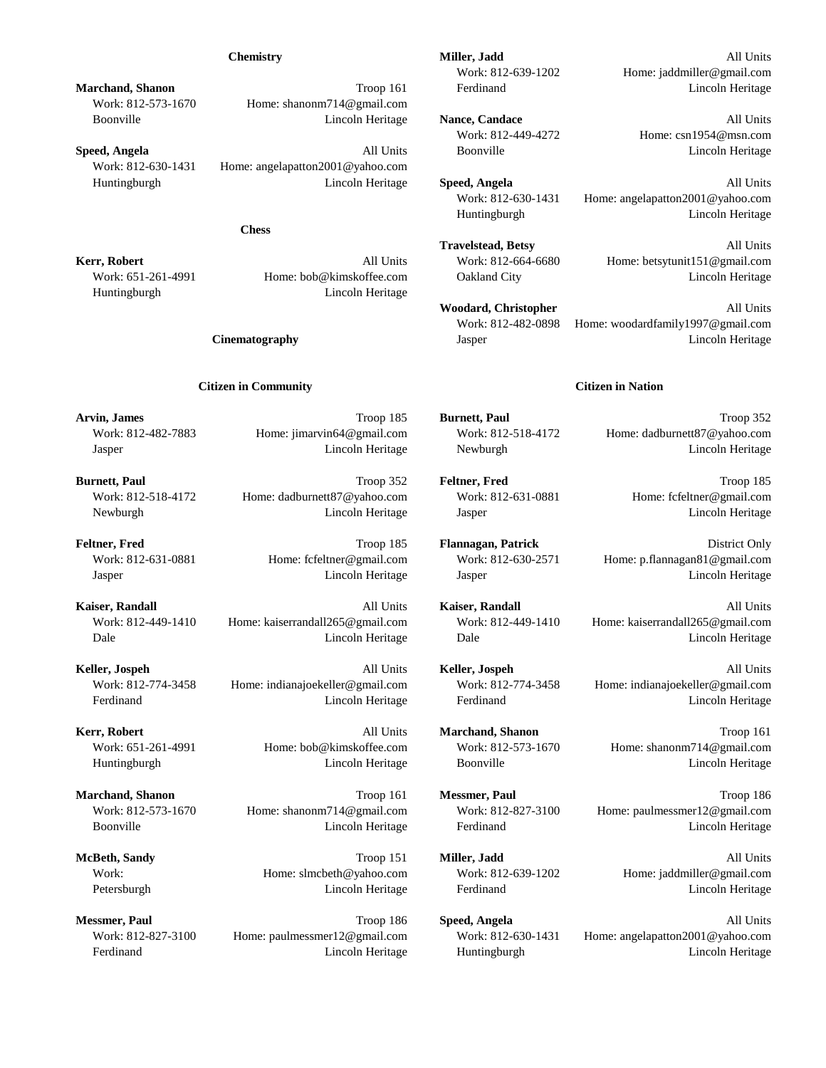### Chemistry

**Marchand, Shanon** Troop 161
Work: 812-573-1670 Home: shanonm714@gmail.com
Boonville Lincoln Heritage

**Speed, Angela** All Units
Work: 812-630-1431 Home: angelapatton2001@yahoo.com
Huntingburgh Lincoln Heritage

### Chess

**Kerr, Robert** All Units
Work: 651-261-4991 Home: bob@kimskoffee.com
Huntingburgh Lincoln Heritage

### Cinematography

**Miller, Jadd** All Units
Work: 812-639-1202 Home: jaddmiller@gmail.com
Ferdinand Lincoln Heritage

**Nance, Candace** All Units
Work: 812-449-4272 Home: csn1954@msn.com
Boonville Lincoln Heritage

**Speed, Angela** All Units
Work: 812-630-1431 Home: angelapatton2001@yahoo.com
Huntingburgh Lincoln Heritage

**Travelstead, Betsy** All Units
Work: 812-664-6680 Home: betsytunit151@gmail.com
Oakland City Lincoln Heritage

**Woodard, Christopher** All Units
Work: 812-482-0898 Home: woodardfamily1997@gmail.com
Jasper Lincoln Heritage

### Citizen in Community

**Arvin, James** Troop 185
Work: 812-482-7883 Home: jimarvin64@gmail.com
Jasper Lincoln Heritage

**Burnett, Paul** Troop 352
Work: 812-518-4172 Home: dadburnett87@yahoo.com
Newburgh Lincoln Heritage

**Feltner, Fred** Troop 185
Work: 812-631-0881 Home: fcfeltner@gmail.com
Jasper Lincoln Heritage

**Kaiser, Randall** All Units
Work: 812-449-1410 Home: kaiserrandall265@gmail.com
Dale Lincoln Heritage

**Keller, Jospeh** All Units
Work: 812-774-3458 Home: indianajoekeller@gmail.com
Ferdinand Lincoln Heritage

**Kerr, Robert** All Units
Work: 651-261-4991 Home: bob@kimskoffee.com
Huntingburgh Lincoln Heritage

**Marchand, Shanon** Troop 161
Work: 812-573-1670 Home: shanonm714@gmail.com
Boonville Lincoln Heritage

**McBeth, Sandy** Troop 151
Work: Home: slmcbeth@yahoo.com
Petersburgh Lincoln Heritage

**Messmer, Paul** Troop 186
Work: 812-827-3100 Home: paulmessmer12@gmail.com
Ferdinand Lincoln Heritage

### Citizen in Nation

**Burnett, Paul** Troop 352
Work: 812-518-4172 Home: dadburnett87@yahoo.com
Newburgh Lincoln Heritage

**Feltner, Fred** Troop 185
Work: 812-631-0881 Home: fcfeltner@gmail.com
Jasper Lincoln Heritage

**Flannagan, Patrick** District Only
Work: 812-630-2571 Home: p.flannagan81@gmail.com
Jasper Lincoln Heritage

**Kaiser, Randall** All Units
Work: 812-449-1410 Home: kaiserrandall265@gmail.com
Dale Lincoln Heritage

**Keller, Jospeh** All Units
Work: 812-774-3458 Home: indianajoekeller@gmail.com
Ferdinand Lincoln Heritage

**Marchand, Shanon** Troop 161
Work: 812-573-1670 Home: shanonm714@gmail.com
Boonville Lincoln Heritage

**Messmer, Paul** Troop 186
Work: 812-827-3100 Home: paulmessmer12@gmail.com
Ferdinand Lincoln Heritage

**Miller, Jadd** All Units
Work: 812-639-1202 Home: jaddmiller@gmail.com
Ferdinand Lincoln Heritage

**Speed, Angela** All Units
Work: 812-630-1431 Home: angelapatton2001@yahoo.com
Huntingburgh Lincoln Heritage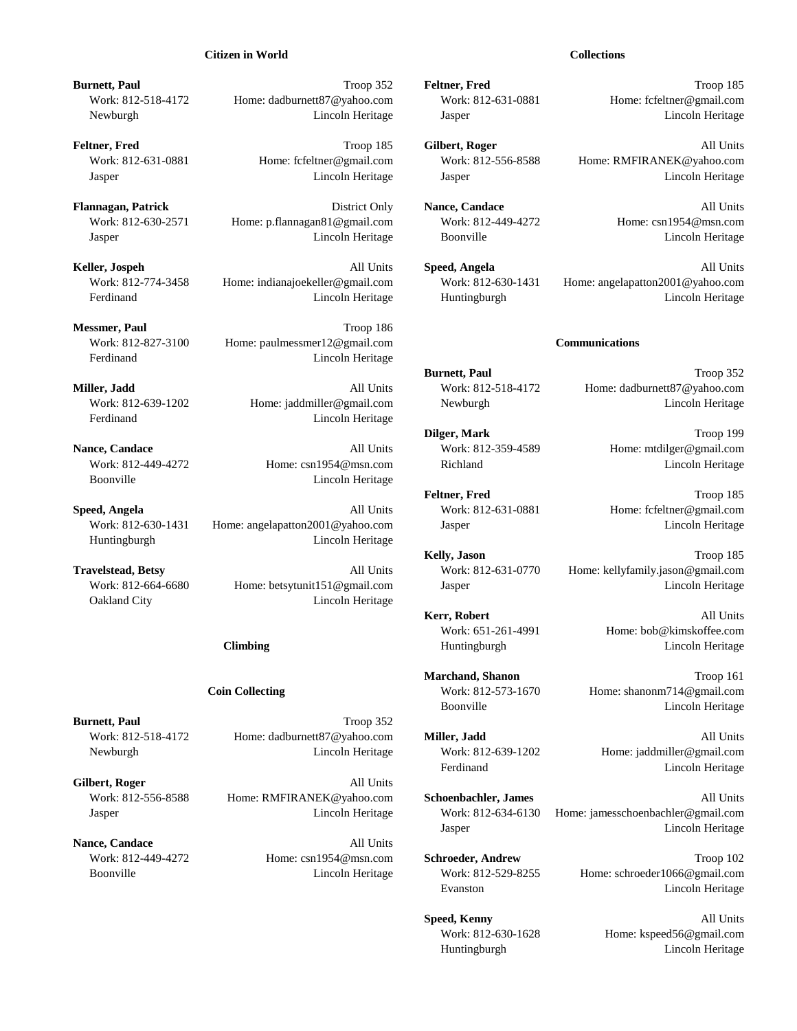## Citizen in World

**Burnett, Paul** — Troop 352
Work: 812-518-4172 — Home: dadburnett87@yahoo.com
Newburgh — Lincoln Heritage

**Feltner, Fred** — Troop 185
Work: 812-631-0881 — Home: fcfeltner@gmail.com
Jasper — Lincoln Heritage

**Flannagan, Patrick** — District Only
Work: 812-630-2571 — Home: p.flannagan81@gmail.com
Jasper — Lincoln Heritage

**Keller, Jospeh** — All Units
Work: 812-774-3458 — Home: indianajoekeller@gmail.com
Ferdinand — Lincoln Heritage

**Messmer, Paul** — Troop 186
Work: 812-827-3100 — Home: paulmessmer12@gmail.com
Ferdinand — Lincoln Heritage

**Miller, Jadd** — All Units
Work: 812-639-1202 — Home: jaddmiller@gmail.com
Ferdinand — Lincoln Heritage

**Nance, Candace** — All Units
Work: 812-449-4272 — Home: csn1954@msn.com
Boonville — Lincoln Heritage

**Speed, Angela** — All Units
Work: 812-630-1431 — Home: angelapatton2001@yahoo.com
Huntingburgh — Lincoln Heritage

**Travelstead, Betsy** — All Units
Work: 812-664-6680 — Home: betsytunit151@gmail.com
Oakland City — Lincoln Heritage

## Climbing

## Coin Collecting

**Burnett, Paul** — Troop 352
Work: 812-518-4172 — Home: dadburnett87@yahoo.com
Newburgh — Lincoln Heritage

**Gilbert, Roger** — All Units
Work: 812-556-8588 — Home: RMFIRANEK@yahoo.com
Jasper — Lincoln Heritage

**Nance, Candace** — All Units
Work: 812-449-4272 — Home: csn1954@msn.com
Boonville — Lincoln Heritage

## Collections

**Feltner, Fred** — Troop 185
Work: 812-631-0881 — Home: fcfeltner@gmail.com
Jasper — Lincoln Heritage

**Gilbert, Roger** — All Units
Work: 812-556-8588 — Home: RMFIRANEK@yahoo.com
Jasper — Lincoln Heritage

**Nance, Candace** — All Units
Work: 812-449-4272 — Home: csn1954@msn.com
Boonville — Lincoln Heritage

**Speed, Angela** — All Units
Work: 812-630-1431 — Home: angelapatton2001@yahoo.com
Huntingburgh — Lincoln Heritage

## Communications

**Burnett, Paul** — Troop 352
Work: 812-518-4172 — Home: dadburnett87@yahoo.com
Newburgh — Lincoln Heritage

**Dilger, Mark** — Troop 199
Work: 812-359-4589 — Home: mtdilger@gmail.com
Richland — Lincoln Heritage

**Feltner, Fred** — Troop 185
Work: 812-631-0881 — Home: fcfeltner@gmail.com
Jasper — Lincoln Heritage

**Kelly, Jason** — Troop 185
Work: 812-631-0770 — Home: kellyfamily.jason@gmail.com
Jasper — Lincoln Heritage

**Kerr, Robert** — All Units
Work: 651-261-4991 — Home: bob@kimskoffee.com
Huntingburgh — Lincoln Heritage

**Marchand, Shanon** — Troop 161
Work: 812-573-1670 — Home: shanonm714@gmail.com
Boonville — Lincoln Heritage

**Miller, Jadd** — All Units
Work: 812-639-1202 — Home: jaddmiller@gmail.com
Ferdinand — Lincoln Heritage

**Schoenbachler, James** — All Units
Work: 812-634-6130 — Home: jamesschoenbachler@gmail.com
Jasper — Lincoln Heritage

**Schroeder, Andrew** — Troop 102
Work: 812-529-8255 — Home: schroeder1066@gmail.com
Evanston — Lincoln Heritage

**Speed, Kenny** — All Units
Work: 812-630-1628 — Home: kspeed56@gmail.com
Huntingburgh — Lincoln Heritage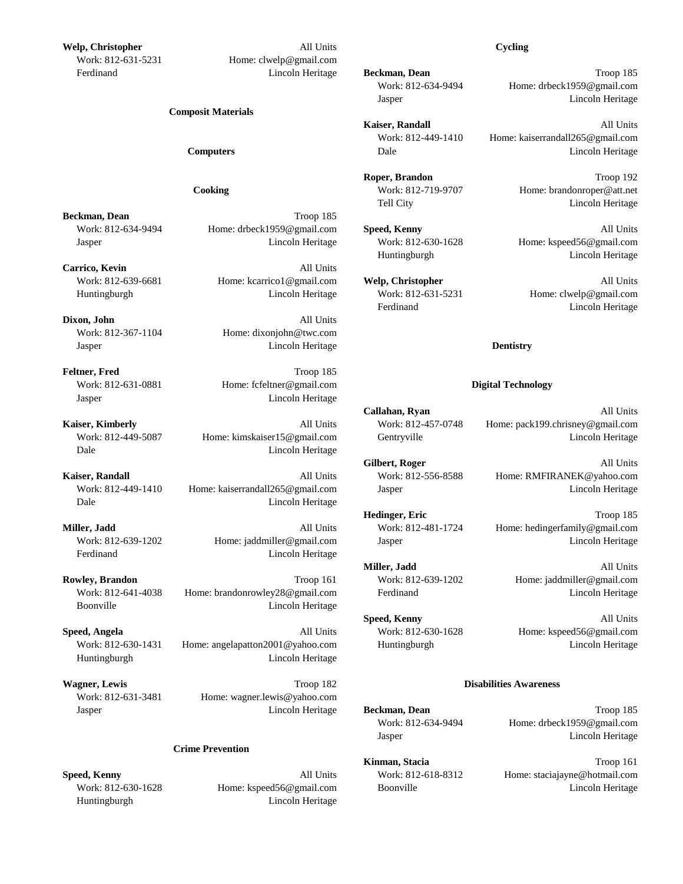**Welp, Christopher** All Units
Work: 812-631-5231 Home: clwelp@gmail.com
Ferdinand Lincoln Heritage

### Composit Materials

### Computers

### Cooking

**Beckman, Dean** Troop 185
Work: 812-634-9494 Home: drbeck1959@gmail.com
Jasper Lincoln Heritage

**Carrico, Kevin** All Units
Work: 812-639-6681 Home: kcarrico1@gmail.com
Huntingburgh Lincoln Heritage

**Dixon, John** All Units
Work: 812-367-1104 Home: dixonjohn@twc.com
Jasper Lincoln Heritage

**Feltner, Fred** Troop 185
Work: 812-631-0881 Home: fcfeltner@gmail.com
Jasper Lincoln Heritage

**Kaiser, Kimberly** All Units
Work: 812-449-5087 Home: kimskaiser15@gmail.com
Dale Lincoln Heritage

**Kaiser, Randall** All Units
Work: 812-449-1410 Home: kaiserrandall265@gmail.com
Dale Lincoln Heritage

**Miller, Jadd** All Units
Work: 812-639-1202 Home: jaddmiller@gmail.com
Ferdinand Lincoln Heritage

**Rowley, Brandon** Troop 161
Work: 812-641-4038 Home: brandonrowley28@gmail.com
Boonville Lincoln Heritage

**Speed, Angela** All Units
Work: 812-630-1431 Home: angelapatton2001@yahoo.com
Huntingburgh Lincoln Heritage

**Wagner, Lewis** Troop 182
Work: 812-631-3481 Home: wagner.lewis@yahoo.com
Jasper Lincoln Heritage

### Crime Prevention

**Speed, Kenny** All Units
Work: 812-630-1628 Home: kspeed56@gmail.com
Huntingburgh Lincoln Heritage

### Cycling

**Beckman, Dean** Troop 185
Work: 812-634-9494 Home: drbeck1959@gmail.com
Jasper Lincoln Heritage

**Kaiser, Randall** All Units
Work: 812-449-1410 Home: kaiserrandall265@gmail.com
Dale Lincoln Heritage

**Roper, Brandon** Troop 192
Work: 812-719-9707 Home: brandonroper@att.net
Tell City Lincoln Heritage

**Speed, Kenny** All Units
Work: 812-630-1628 Home: kspeed56@gmail.com
Huntingburgh Lincoln Heritage

**Welp, Christopher** All Units
Work: 812-631-5231 Home: clwelp@gmail.com
Ferdinand Lincoln Heritage

### Dentistry

### Digital Technology

**Callahan, Ryan** All Units
Work: 812-457-0748 Home: pack199.chrisney@gmail.com
Gentryville Lincoln Heritage

**Gilbert, Roger** All Units
Work: 812-556-8588 Home: RMFIRANEK@yahoo.com
Jasper Lincoln Heritage

**Hedinger, Eric** Troop 185
Work: 812-481-1724 Home: hedingerfamily@gmail.com
Jasper Lincoln Heritage

**Miller, Jadd** All Units
Work: 812-639-1202 Home: jaddmiller@gmail.com
Ferdinand Lincoln Heritage

**Speed, Kenny** All Units
Work: 812-630-1628 Home: kspeed56@gmail.com
Huntingburgh Lincoln Heritage

### Disabilities Awareness

**Beckman, Dean** Troop 185
Work: 812-634-9494 Home: drbeck1959@gmail.com
Jasper Lincoln Heritage

**Kinman, Stacia** Troop 161
Work: 812-618-8312 Home: staciajayne@hotmail.com
Boonville Lincoln Heritage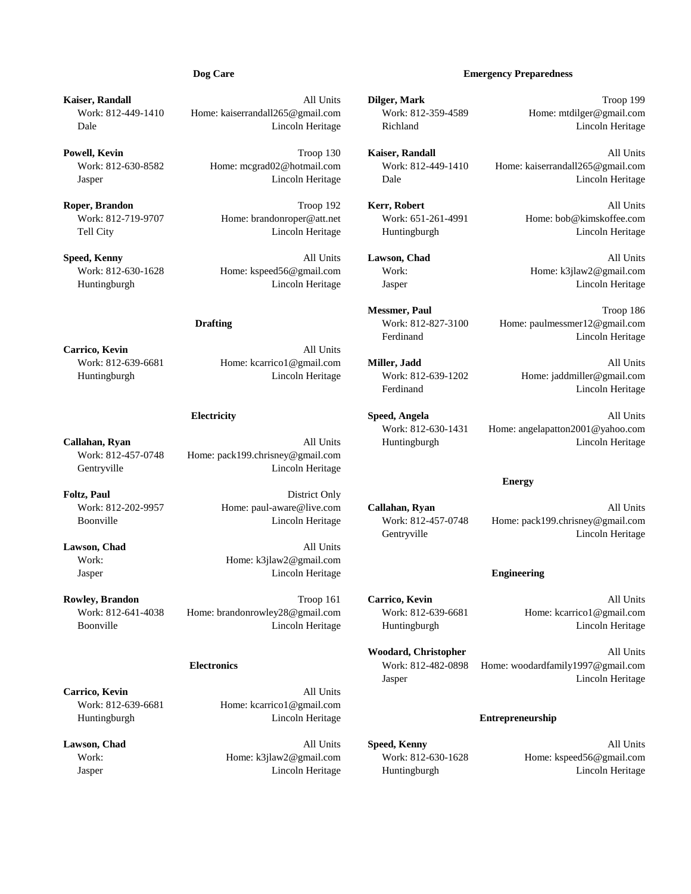## Dog Care

**Kaiser, Randall** — All Units
Work: 812-449-1410 — Home: kaiserrandall265@gmail.com
Dale — Lincoln Heritage

**Powell, Kevin** — Troop 130
Work: 812-630-8582 — Home: mcgrad02@hotmail.com
Jasper — Lincoln Heritage

**Roper, Brandon** — Troop 192
Work: 812-719-9707 — Home: brandonroper@att.net
Tell City — Lincoln Heritage

**Speed, Kenny** — All Units
Work: 812-630-1628 — Home: kspeed56@gmail.com
Huntingburgh — Lincoln Heritage

## Drafting

**Carrico, Kevin** — All Units
Work: 812-639-6681 — Home: kcarrico1@gmail.com
Huntingburgh — Lincoln Heritage

## Electricity

**Callahan, Ryan** — All Units
Work: 812-457-0748 — Home: pack199.chrisney@gmail.com
Gentryville — Lincoln Heritage

**Foltz, Paul** — District Only
Work: 812-202-9957 — Home: paul-aware@live.com
Boonville — Lincoln Heritage

**Lawson, Chad** — All Units
Work: — Home: k3jlaw2@gmail.com
Jasper — Lincoln Heritage

**Rowley, Brandon** — Troop 161
Work: 812-641-4038 — Home: brandonrowley28@gmail.com
Boonville — Lincoln Heritage

## Electronics

**Carrico, Kevin** — All Units
Work: 812-639-6681 — Home: kcarrico1@gmail.com
Huntingburgh — Lincoln Heritage

**Lawson, Chad** — All Units
Work: — Home: k3jlaw2@gmail.com
Jasper — Lincoln Heritage

## Emergency Preparedness

**Dilger, Mark** — Troop 199
Work: 812-359-4589 — Home: mtdilger@gmail.com
Richland — Lincoln Heritage

**Kaiser, Randall** — All Units
Work: 812-449-1410 — Home: kaiserrandall265@gmail.com
Dale — Lincoln Heritage

**Kerr, Robert** — All Units
Work: 651-261-4991 — Home: bob@kimskoffee.com
Huntingburgh — Lincoln Heritage

**Lawson, Chad** — All Units
Work: — Home: k3jlaw2@gmail.com
Jasper — Lincoln Heritage

**Messmer, Paul** — Troop 186
Work: 812-827-3100 — Home: paulmessmer12@gmail.com
Ferdinand — Lincoln Heritage

**Miller, Jadd** — All Units
Work: 812-639-1202 — Home: jaddmiller@gmail.com
Ferdinand — Lincoln Heritage

**Speed, Angela** — All Units
Work: 812-630-1431 — Home: angelapatton2001@yahoo.com
Huntingburgh — Lincoln Heritage

## Energy

**Callahan, Ryan** — All Units
Work: 812-457-0748 — Home: pack199.chrisney@gmail.com
Gentryville — Lincoln Heritage

## Engineering

**Carrico, Kevin** — All Units
Work: 812-639-6681 — Home: kcarrico1@gmail.com
Huntingburgh — Lincoln Heritage

**Woodard, Christopher** — All Units
Work: 812-482-0898 — Home: woodardfamily1997@gmail.com
Jasper — Lincoln Heritage

## Entrepreneurship

**Speed, Kenny** — All Units
Work: 812-630-1628 — Home: kspeed56@gmail.com
Huntingburgh — Lincoln Heritage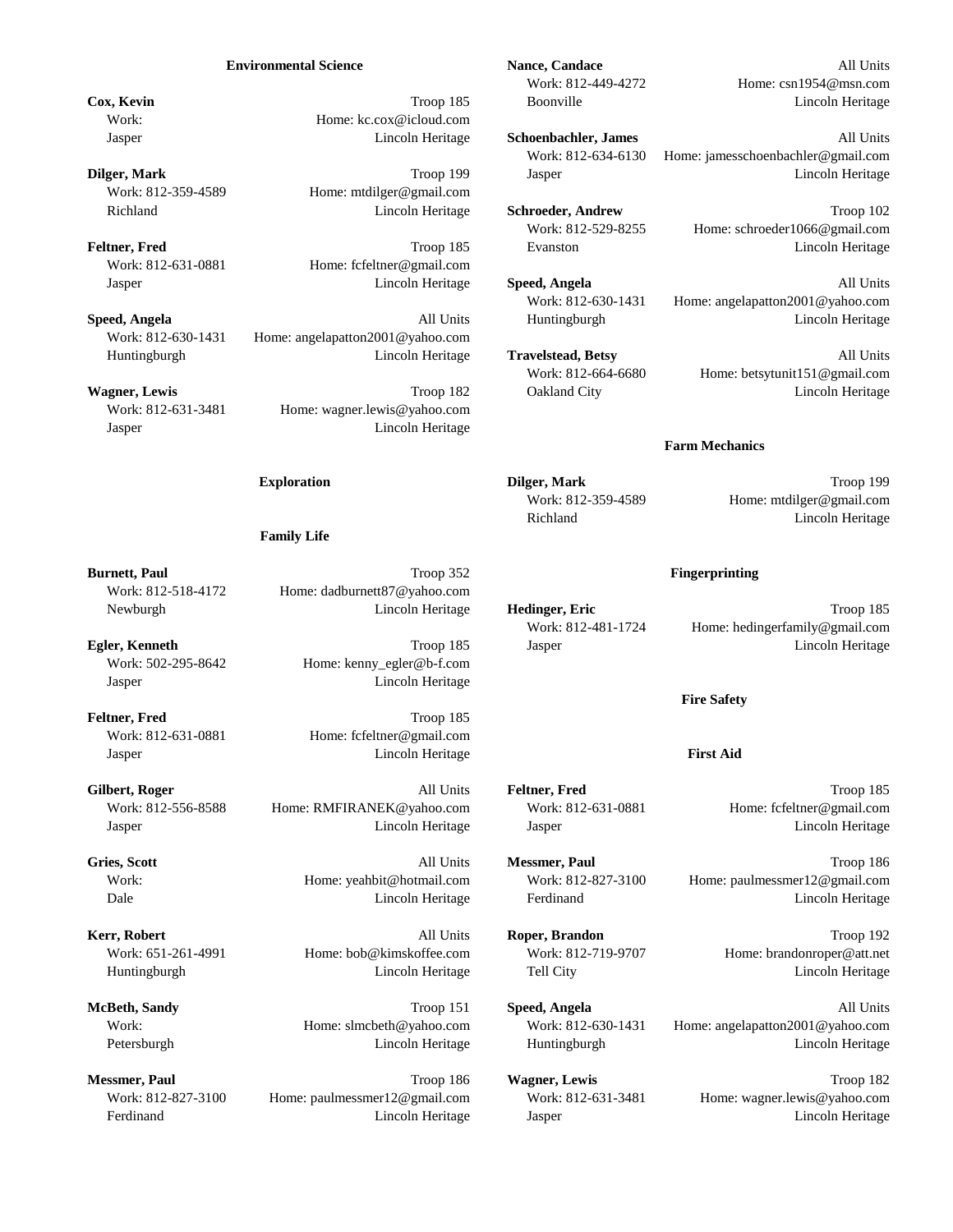### Environmental Science

**Cox, Kevin** Troop 185
Work: Home: kc.cox@icloud.com
Jasper Lincoln Heritage

**Dilger, Mark** Troop 199
Work: 812-359-4589 Home: mtdilger@gmail.com
Richland Lincoln Heritage

**Feltner, Fred** Troop 185
Work: 812-631-0881 Home: fcfeltner@gmail.com
Jasper Lincoln Heritage

**Speed, Angela** All Units
Work: 812-630-1431 Home: angelapatton2001@yahoo.com
Huntingburgh Lincoln Heritage

**Wagner, Lewis** Troop 182
Work: 812-631-3481 Home: wagner.lewis@yahoo.com
Jasper Lincoln Heritage

### Exploration

### Family Life

**Burnett, Paul** Troop 352
Work: 812-518-4172 Home: dadburnett87@yahoo.com
Newburgh Lincoln Heritage

**Egler, Kenneth** Troop 185
Work: 502-295-8642 Home: kenny_egler@b-f.com
Jasper Lincoln Heritage

**Feltner, Fred** Troop 185
Work: 812-631-0881 Home: fcfeltner@gmail.com
Jasper Lincoln Heritage

**Gilbert, Roger** All Units
Work: 812-556-8588 Home: RMFIRANEK@yahoo.com
Jasper Lincoln Heritage

**Gries, Scott** All Units
Work: Home: yeahbit@hotmail.com
Dale Lincoln Heritage

**Kerr, Robert** All Units
Work: 651-261-4991 Home: bob@kimskoffee.com
Huntingburgh Lincoln Heritage

**McBeth, Sandy** Troop 151
Work: Home: slmcbeth@yahoo.com
Petersburgh Lincoln Heritage

**Messmer, Paul** Troop 186
Work: 812-827-3100 Home: paulmessmer12@gmail.com
Ferdinand Lincoln Heritage

**Nance, Candace** All Units
Work: 812-449-4272 Home: csn1954@msn.com
Boonville Lincoln Heritage

**Schoenbachler, James** All Units
Work: 812-634-6130 Home: jamesschoenbachler@gmail.com
Jasper Lincoln Heritage

**Schroeder, Andrew** Troop 102
Work: 812-529-8255 Home: schroeder1066@gmail.com
Evanston Lincoln Heritage

**Speed, Angela** All Units
Work: 812-630-1431 Home: angelapatton2001@yahoo.com
Huntingburgh Lincoln Heritage

**Travelstead, Betsy** All Units
Work: 812-664-6680 Home: betsytunit151@gmail.com
Oakland City Lincoln Heritage

### Farm Mechanics

**Dilger, Mark** Troop 199
Work: 812-359-4589 Home: mtdilger@gmail.com
Richland Lincoln Heritage

### Fingerprinting

**Hedinger, Eric** Troop 185
Work: 812-481-1724 Home: hedingerfamily@gmail.com
Jasper Lincoln Heritage

### Fire Safety

### First Aid

**Feltner, Fred** Troop 185
Work: 812-631-0881 Home: fcfeltner@gmail.com
Jasper Lincoln Heritage

**Messmer, Paul** Troop 186
Work: 812-827-3100 Home: paulmessmer12@gmail.com
Ferdinand Lincoln Heritage

**Roper, Brandon** Troop 192
Work: 812-719-9707 Home: brandonroper@att.net
Tell City Lincoln Heritage

**Speed, Angela** All Units
Work: 812-630-1431 Home: angelapatton2001@yahoo.com
Huntingburgh Lincoln Heritage

**Wagner, Lewis** Troop 182
Work: 812-631-3481 Home: wagner.lewis@yahoo.com
Jasper Lincoln Heritage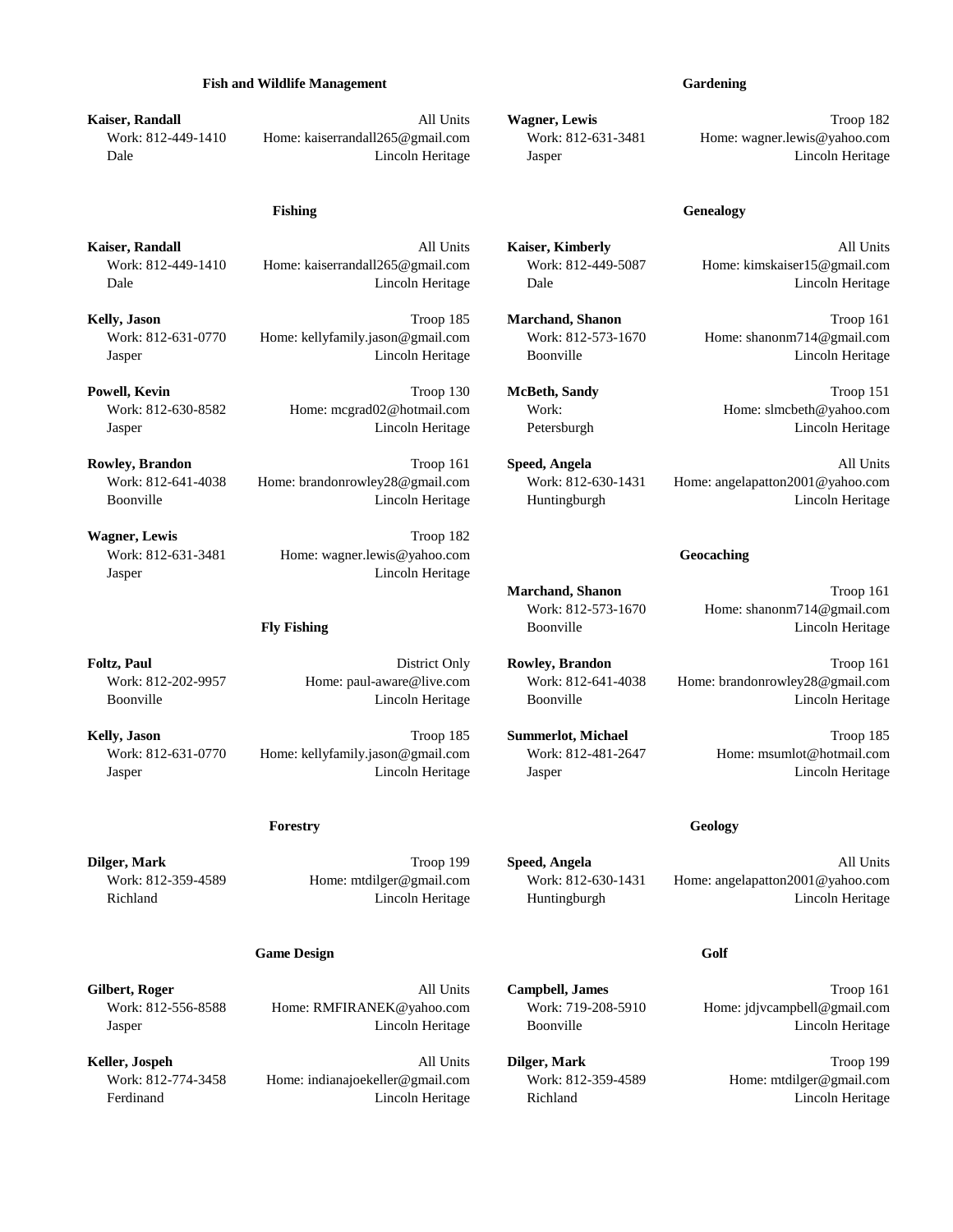## Fish and Wildlife Management

**Kaiser, Randall** — All Units
Work: 812-449-1410 — Home: kaiserrandall265@gmail.com
Dale — Lincoln Heritage

## Fishing

**Kaiser, Randall** — All Units
Work: 812-449-1410 — Home: kaiserrandall265@gmail.com
Dale — Lincoln Heritage

**Kelly, Jason** — Troop 185
Work: 812-631-0770 — Home: kellyfamily.jason@gmail.com
Jasper — Lincoln Heritage

**Powell, Kevin** — Troop 130
Work: 812-630-8582 — Home: mcgrad02@hotmail.com
Jasper — Lincoln Heritage

**Rowley, Brandon** — Troop 161
Work: 812-641-4038 — Home: brandonrowley28@gmail.com
Boonville — Lincoln Heritage

**Wagner, Lewis** — Troop 182
Work: 812-631-3481 — Home: wagner.lewis@yahoo.com
Jasper — Lincoln Heritage

## Fly Fishing

**Foltz, Paul** — District Only
Work: 812-202-9957 — Home: paul-aware@live.com
Boonville — Lincoln Heritage

**Kelly, Jason** — Troop 185
Work: 812-631-0770 — Home: kellyfamily.jason@gmail.com
Jasper — Lincoln Heritage

## Forestry

**Dilger, Mark** — Troop 199
Work: 812-359-4589 — Home: mtdilger@gmail.com
Richland — Lincoln Heritage

## Game Design

**Gilbert, Roger** — All Units
Work: 812-556-8588 — Home: RMFIRANEK@yahoo.com
Jasper — Lincoln Heritage

**Keller, Jospeh** — All Units
Work: 812-774-3458 — Home: indianajoekeller@gmail.com
Ferdinand — Lincoln Heritage

## Gardening

**Wagner, Lewis** — Troop 182
Work: 812-631-3481 — Home: wagner.lewis@yahoo.com
Jasper — Lincoln Heritage

## Genealogy

**Kaiser, Kimberly** — All Units
Work: 812-449-5087 — Home: kimskaiser15@gmail.com
Dale — Lincoln Heritage

**Marchand, Shanon** — Troop 161
Work: 812-573-1670 — Home: shanonm714@gmail.com
Boonville — Lincoln Heritage

**McBeth, Sandy** — Troop 151
Work: — Home: slmcbeth@yahoo.com
Petersburgh — Lincoln Heritage

**Speed, Angela** — All Units
Work: 812-630-1431 — Home: angelapatton2001@yahoo.com
Huntingburgh — Lincoln Heritage

## Geocaching

**Marchand, Shanon** — Troop 161
Work: 812-573-1670 — Home: shanonm714@gmail.com
Boonville — Lincoln Heritage

**Rowley, Brandon** — Troop 161
Work: 812-641-4038 — Home: brandonrowley28@gmail.com
Boonville — Lincoln Heritage

**Summerlot, Michael** — Troop 185
Work: 812-481-2647 — Home: msumlot@hotmail.com
Jasper — Lincoln Heritage

## Geology

**Speed, Angela** — All Units
Work: 812-630-1431 — Home: angelapatton2001@yahoo.com
Huntingburgh — Lincoln Heritage

## Golf

**Campbell, James** — Troop 161
Work: 719-208-5910 — Home: jdjvcampbell@gmail.com
Boonville — Lincoln Heritage

**Dilger, Mark** — Troop 199
Work: 812-359-4589 — Home: mtdilger@gmail.com
Richland — Lincoln Heritage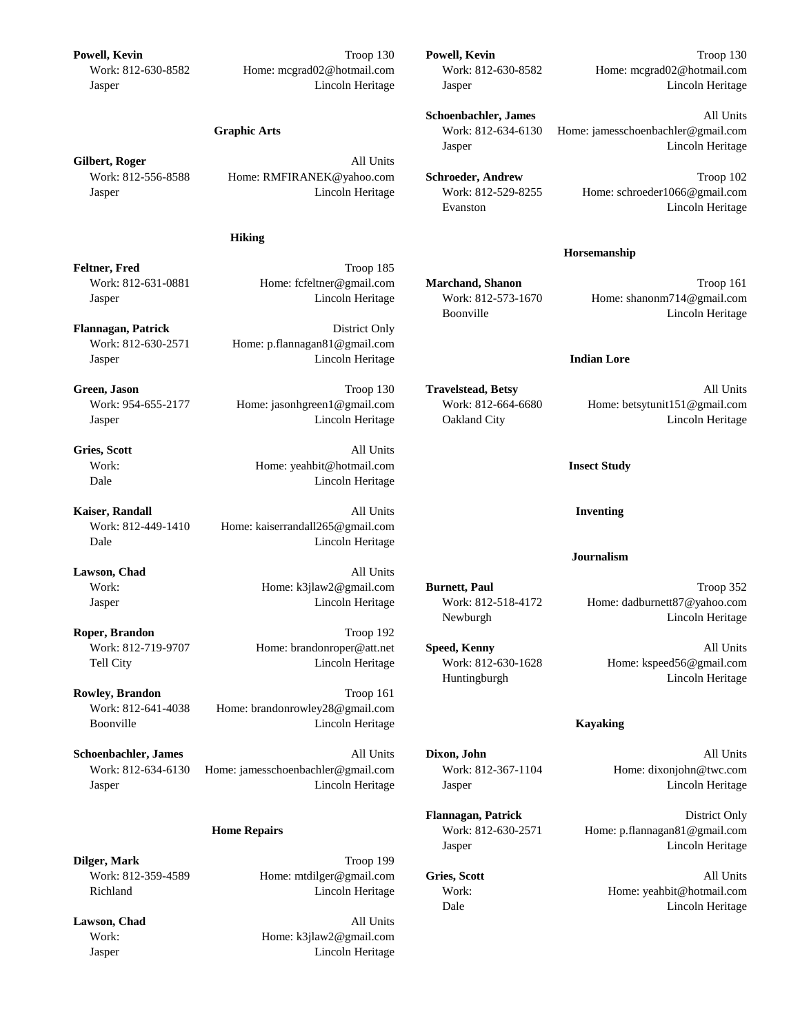**Powell, Kevin** Troop 130
Work: 812-630-8582 Home: mcgrad02@hotmail.com
Jasper Lincoln Heritage

### Graphic Arts

**Gilbert, Roger** All Units
Work: 812-556-8588 Home: RMFIRANEK@yahoo.com
Jasper Lincoln Heritage

### Hiking

**Feltner, Fred** Troop 185
Work: 812-631-0881 Home: fcfeltner@gmail.com
Jasper Lincoln Heritage

**Flannagan, Patrick** District Only
Work: 812-630-2571 Home: p.flannagan81@gmail.com
Jasper Lincoln Heritage

**Green, Jason** Troop 130
Work: 954-655-2177 Home: jasonhgreen1@gmail.com
Jasper Lincoln Heritage

**Gries, Scott** All Units
Work: Home: yeahbit@hotmail.com
Dale Lincoln Heritage

**Kaiser, Randall** All Units
Work: 812-449-1410 Home: kaiserrandall265@gmail.com
Dale Lincoln Heritage

**Lawson, Chad** All Units
Work: Home: k3jlaw2@gmail.com
Jasper Lincoln Heritage

**Roper, Brandon** Troop 192
Work: 812-719-9707 Home: brandonroper@att.net
Tell City Lincoln Heritage

**Rowley, Brandon** Troop 161
Work: 812-641-4038 Home: brandonrowley28@gmail.com
Boonville Lincoln Heritage

**Schoenbachler, James** All Units
Work: 812-634-6130 Home: jamesschoenbachler@gmail.com
Jasper Lincoln Heritage

### Home Repairs

**Dilger, Mark** Troop 199
Work: 812-359-4589 Home: mtdilger@gmail.com
Richland Lincoln Heritage

**Lawson, Chad** All Units
Work: Home: k3jlaw2@gmail.com
Jasper Lincoln Heritage

**Powell, Kevin** Troop 130
Work: 812-630-8582 Home: mcgrad02@hotmail.com
Jasper Lincoln Heritage

**Schoenbachler, James** All Units
Work: 812-634-6130 Home: jamesschoenbachler@gmail.com
Jasper Lincoln Heritage

**Schroeder, Andrew** Troop 102
Work: 812-529-8255 Home: schroeder1066@gmail.com
Evanston Lincoln Heritage

### Horsemanship

**Marchand, Shanon** Troop 161
Work: 812-573-1670 Home: shanonm714@gmail.com
Boonville Lincoln Heritage

### Indian Lore

**Travelstead, Betsy** All Units
Work: 812-664-6680 Home: betsytunit151@gmail.com
Oakland City Lincoln Heritage

### Insect Study

### Inventing

### Journalism

**Burnett, Paul** Troop 352
Work: 812-518-4172 Home: dadburnett87@yahoo.com
Newburgh Lincoln Heritage

**Speed, Kenny** All Units
Work: 812-630-1628 Home: kspeed56@gmail.com
Huntingburgh Lincoln Heritage

### Kayaking

**Dixon, John** All Units
Work: 812-367-1104 Home: dixonjohn@twc.com
Jasper Lincoln Heritage

**Flannagan, Patrick** District Only
Work: 812-630-2571 Home: p.flannagan81@gmail.com
Jasper Lincoln Heritage

**Gries, Scott** All Units
Work: Home: yeahbit@hotmail.com
Dale Lincoln Heritage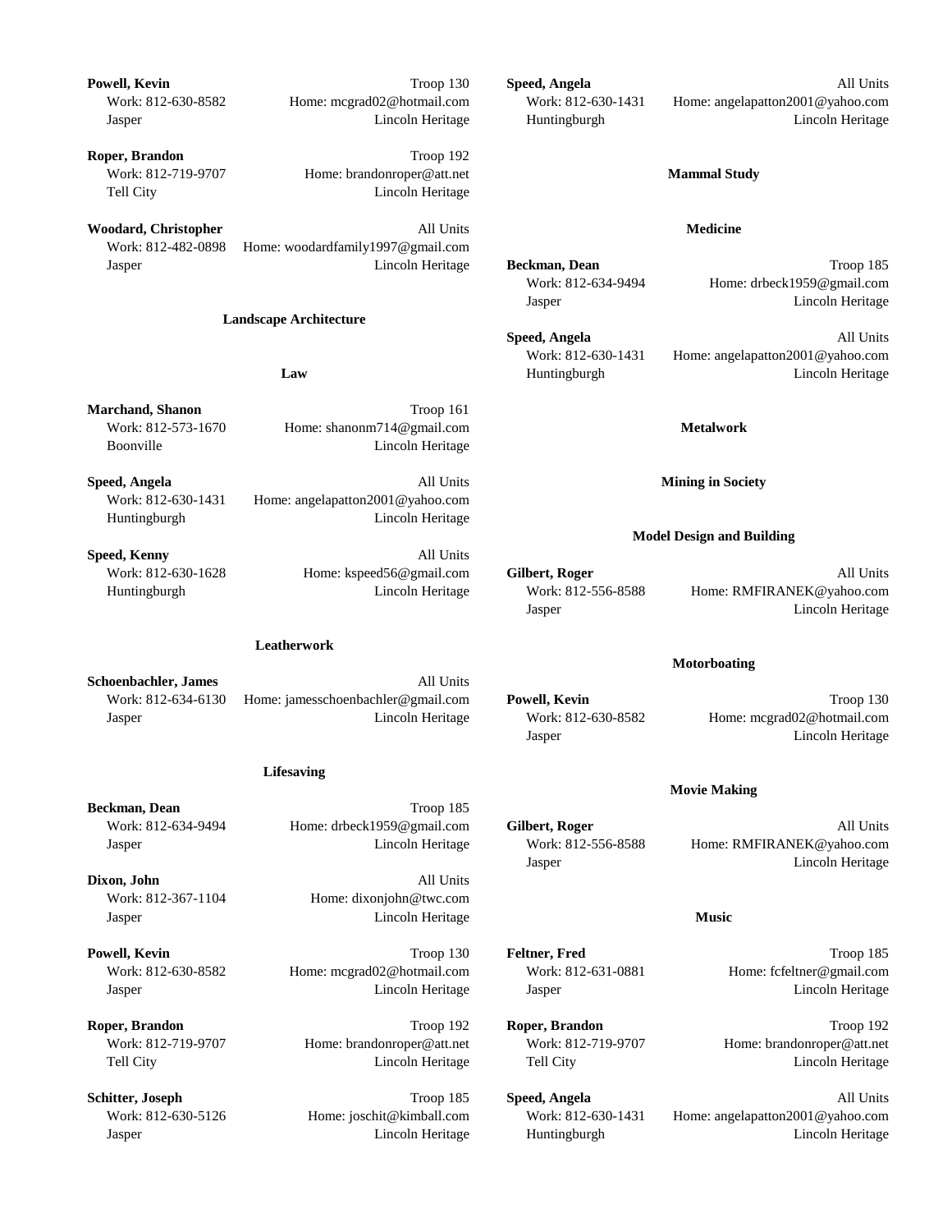**Powell, Kevin** Troop 130
Work: 812-630-8582 Home: mcgrad02@hotmail.com
Jasper Lincoln Heritage

**Roper, Brandon** Troop 192
Work: 812-719-9707 Home: brandonroper@att.net
Tell City Lincoln Heritage

**Woodard, Christopher** All Units
Work: 812-482-0898 Home: woodardfamily1997@gmail.com
Jasper Lincoln Heritage

### Landscape Architecture

### Law

**Marchand, Shanon** Troop 161
Work: 812-573-1670 Home: shanonm714@gmail.com
Boonville Lincoln Heritage

**Speed, Angela** All Units
Work: 812-630-1431 Home: angelapatton2001@yahoo.com
Huntingburgh Lincoln Heritage

**Speed, Kenny** All Units
Work: 812-630-1628 Home: kspeed56@gmail.com
Huntingburgh Lincoln Heritage

### Leatherwork

**Schoenbachler, James** All Units
Work: 812-634-6130 Home: jamesschoenbachler@gmail.com
Jasper Lincoln Heritage

### Lifesaving

**Beckman, Dean** Troop 185
Work: 812-634-9494 Home: drbeck1959@gmail.com
Jasper Lincoln Heritage

**Dixon, John** All Units
Work: 812-367-1104 Home: dixonjohn@twc.com
Jasper Lincoln Heritage

**Powell, Kevin** Troop 130
Work: 812-630-8582 Home: mcgrad02@hotmail.com
Jasper Lincoln Heritage

**Roper, Brandon** Troop 192
Work: 812-719-9707 Home: brandonroper@att.net
Tell City Lincoln Heritage

**Schitter, Joseph** Troop 185
Work: 812-630-5126 Home: joschit@kimball.com
Jasper Lincoln Heritage

**Speed, Angela** All Units
Work: 812-630-1431 Home: angelapatton2001@yahoo.com
Huntingburgh Lincoln Heritage

### Mammal Study

### Medicine

**Beckman, Dean** Troop 185
Work: 812-634-9494 Home: drbeck1959@gmail.com
Jasper Lincoln Heritage

**Speed, Angela** All Units
Work: 812-630-1431 Home: angelapatton2001@yahoo.com
Huntingburgh Lincoln Heritage

### Metalwork

### Mining in Society

### Model Design and Building

**Gilbert, Roger** All Units
Work: 812-556-8588 Home: RMFIRANEK@yahoo.com
Jasper Lincoln Heritage

### Motorboating

**Powell, Kevin** Troop 130
Work: 812-630-8582 Home: mcgrad02@hotmail.com
Jasper Lincoln Heritage

### Movie Making

**Gilbert, Roger** All Units
Work: 812-556-8588 Home: RMFIRANEK@yahoo.com
Jasper Lincoln Heritage

### Music

**Feltner, Fred** Troop 185
Work: 812-631-0881 Home: fcfeltner@gmail.com
Jasper Lincoln Heritage

**Roper, Brandon** Troop 192
Work: 812-719-9707 Home: brandonroper@att.net
Tell City Lincoln Heritage

**Speed, Angela** All Units
Work: 812-630-1431 Home: angelapatton2001@yahoo.com
Huntingburgh Lincoln Heritage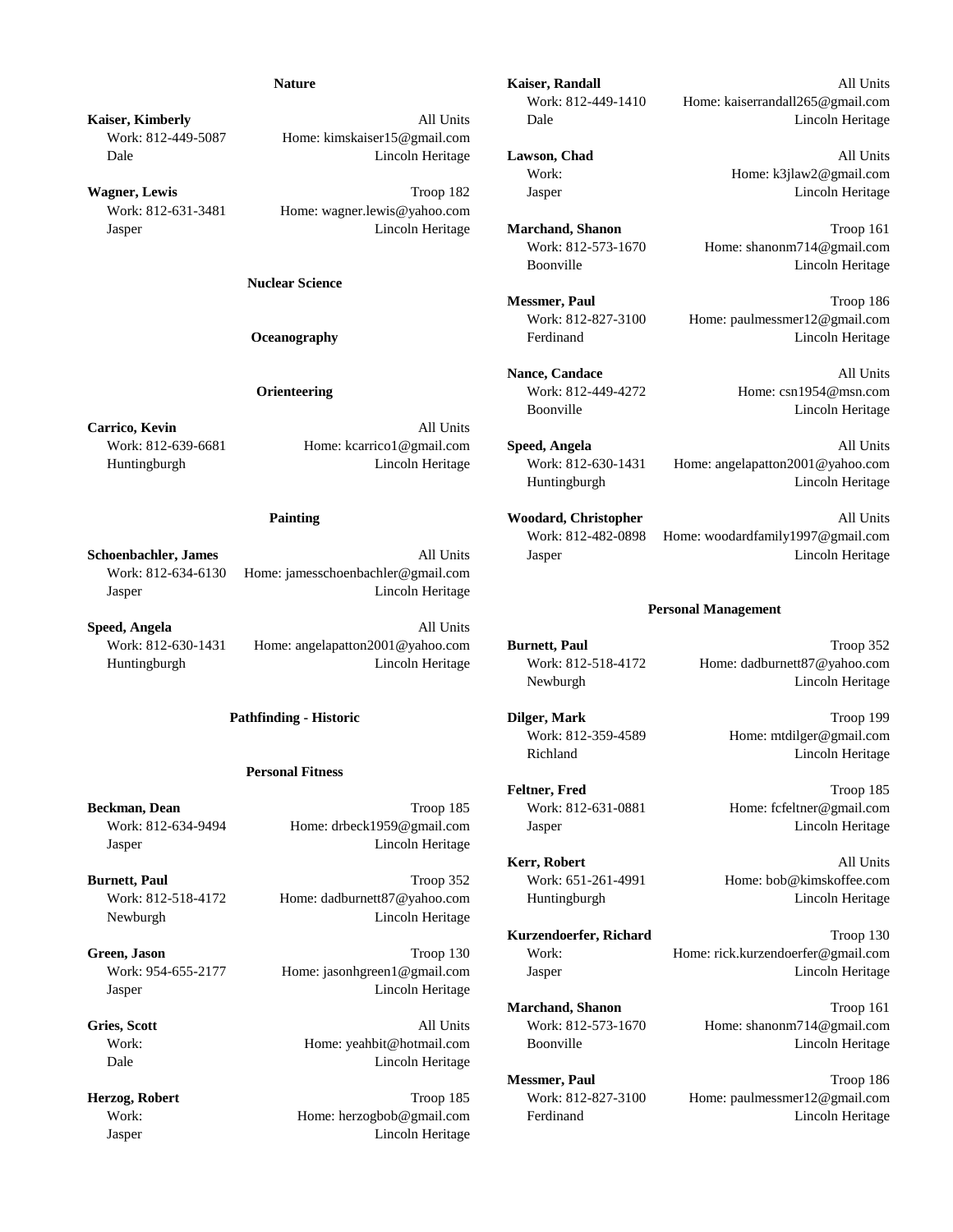### Nature

**Kaiser, Kimberly** All Units
Work: 812-449-5087 Home: kimskaiser15@gmail.com
Dale Lincoln Heritage

**Wagner, Lewis** Troop 182
Work: 812-631-3481 Home: wagner.lewis@yahoo.com
Jasper Lincoln Heritage

### Nuclear Science

### Oceanography

### Orienteering

**Carrico, Kevin** All Units
Work: 812-639-6681 Home: kcarrico1@gmail.com
Huntingburgh Lincoln Heritage

### Painting

**Schoenbachler, James** All Units
Work: 812-634-6130 Home: jamesschoenbachler@gmail.com
Jasper Lincoln Heritage

**Speed, Angela** All Units
Work: 812-630-1431 Home: angelapatton2001@yahoo.com
Huntingburgh Lincoln Heritage

### Pathfinding - Historic

### Personal Fitness

**Beckman, Dean** Troop 185
Work: 812-634-9494 Home: drbeck1959@gmail.com
Jasper Lincoln Heritage

**Burnett, Paul** Troop 352
Work: 812-518-4172 Home: dadburnett87@yahoo.com
Newburgh Lincoln Heritage

**Green, Jason** Troop 130
Work: 954-655-2177 Home: jasonhgreen1@gmail.com
Jasper Lincoln Heritage

**Gries, Scott** All Units
Work: Home: yeahbit@hotmail.com
Dale Lincoln Heritage

**Herzog, Robert** Troop 185
Work: Home: herzogbob@gmail.com
Jasper Lincoln Heritage

**Kaiser, Randall** All Units
Work: 812-449-1410 Home: kaiserrandall265@gmail.com
Dale Lincoln Heritage

**Lawson, Chad** All Units
Work: Home: k3jlaw2@gmail.com
Jasper Lincoln Heritage

**Marchand, Shanon** Troop 161
Work: 812-573-1670 Home: shanonm714@gmail.com
Boonville Lincoln Heritage

**Messmer, Paul** Troop 186
Work: 812-827-3100 Home: paulmessmer12@gmail.com
Ferdinand Lincoln Heritage

**Nance, Candace** All Units
Work: 812-449-4272 Home: csn1954@msn.com
Boonville Lincoln Heritage

**Speed, Angela** All Units
Work: 812-630-1431 Home: angelapatton2001@yahoo.com
Huntingburgh Lincoln Heritage

**Woodard, Christopher** All Units
Work: 812-482-0898 Home: woodardfamily1997@gmail.com
Jasper Lincoln Heritage

### Personal Management

**Burnett, Paul** Troop 352
Work: 812-518-4172 Home: dadburnett87@yahoo.com
Newburgh Lincoln Heritage

**Dilger, Mark** Troop 199
Work: 812-359-4589 Home: mtdilger@gmail.com
Richland Lincoln Heritage

**Feltner, Fred** Troop 185
Work: 812-631-0881 Home: fcfeltner@gmail.com
Jasper Lincoln Heritage

**Kerr, Robert** All Units
Work: 651-261-4991 Home: bob@kimskoffee.com
Huntingburgh Lincoln Heritage

**Kurzendoerfer, Richard** Troop 130
Work: Home: rick.kurzendoerfer@gmail.com
Jasper Lincoln Heritage

**Marchand, Shanon** Troop 161
Work: 812-573-1670 Home: shanonm714@gmail.com
Boonville Lincoln Heritage

**Messmer, Paul** Troop 186
Work: 812-827-3100 Home: paulmessmer12@gmail.com
Ferdinand Lincoln Heritage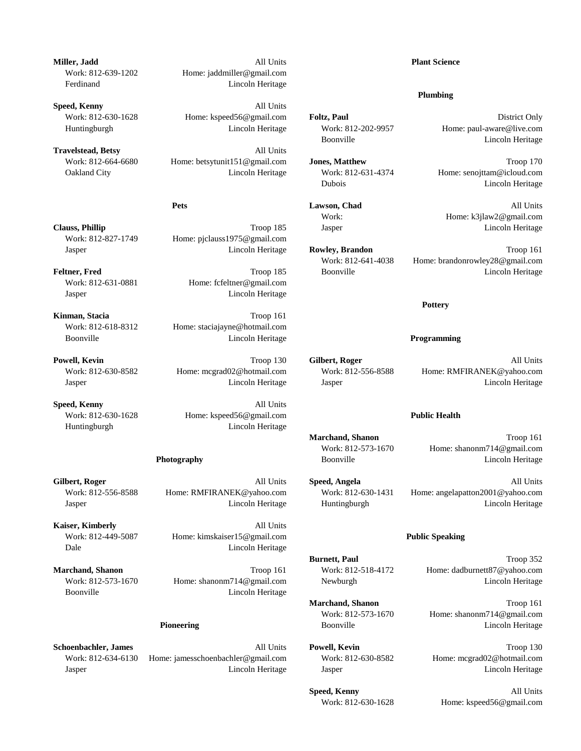**Miller, Jadd** All Units
Work: 812-639-1202 Home: jaddmiller@gmail.com
Ferdinand Lincoln Heritage

**Speed, Kenny** All Units
Work: 812-630-1628 Home: kspeed56@gmail.com
Huntingburgh Lincoln Heritage

**Travelstead, Betsy** All Units
Work: 812-664-6680 Home: betsytunit151@gmail.com
Oakland City Lincoln Heritage

### Pets

**Clauss, Phillip** Troop 185
Work: 812-827-1749 Home: pjclauss1975@gmail.com
Jasper Lincoln Heritage

**Feltner, Fred** Troop 185
Work: 812-631-0881 Home: fcfeltner@gmail.com
Jasper Lincoln Heritage

**Kinman, Stacia** Troop 161
Work: 812-618-8312 Home: staciajayne@hotmail.com
Boonville Lincoln Heritage

**Powell, Kevin** Troop 130
Work: 812-630-8582 Home: mcgrad02@hotmail.com
Jasper Lincoln Heritage

**Speed, Kenny** All Units
Work: 812-630-1628 Home: kspeed56@gmail.com
Huntingburgh Lincoln Heritage

### Photography

**Gilbert, Roger** All Units
Work: 812-556-8588 Home: RMFIRANEK@yahoo.com
Jasper Lincoln Heritage

**Kaiser, Kimberly** All Units
Work: 812-449-5087 Home: kimskaiser15@gmail.com
Dale Lincoln Heritage

**Marchand, Shanon** Troop 161
Work: 812-573-1670 Home: shanonm714@gmail.com
Boonville Lincoln Heritage

### Pioneering

**Schoenbachler, James** All Units
Work: 812-634-6130 Home: jamesschoenbachler@gmail.com
Jasper Lincoln Heritage

### Plant Science

### Plumbing

**Foltz, Paul** District Only
Work: 812-202-9957 Home: paul-aware@live.com
Boonville Lincoln Heritage

**Jones, Matthew** Troop 170
Work: 812-631-4374 Home: senojttam@icloud.com
Dubois Lincoln Heritage

**Lawson, Chad** All Units
Work: Home: k3jlaw2@gmail.com
Jasper Lincoln Heritage

**Rowley, Brandon** Troop 161
Work: 812-641-4038 Home: brandonrowley28@gmail.com
Boonville Lincoln Heritage

### Pottery

### Programming

**Gilbert, Roger** All Units
Work: 812-556-8588 Home: RMFIRANEK@yahoo.com
Jasper Lincoln Heritage

### Public Health

**Marchand, Shanon** Troop 161
Work: 812-573-1670 Home: shanonm714@gmail.com
Boonville Lincoln Heritage

**Speed, Angela** All Units
Work: 812-630-1431 Home: angelapatton2001@yahoo.com
Huntingburgh Lincoln Heritage

### Public Speaking

**Burnett, Paul** Troop 352
Work: 812-518-4172 Home: dadburnett87@yahoo.com
Newburgh Lincoln Heritage

**Marchand, Shanon** Troop 161
Work: 812-573-1670 Home: shanonm714@gmail.com
Boonville Lincoln Heritage

**Powell, Kevin** Troop 130
Work: 812-630-8582 Home: mcgrad02@hotmail.com
Jasper Lincoln Heritage

**Speed, Kenny** All Units
Work: 812-630-1628 Home: kspeed56@gmail.com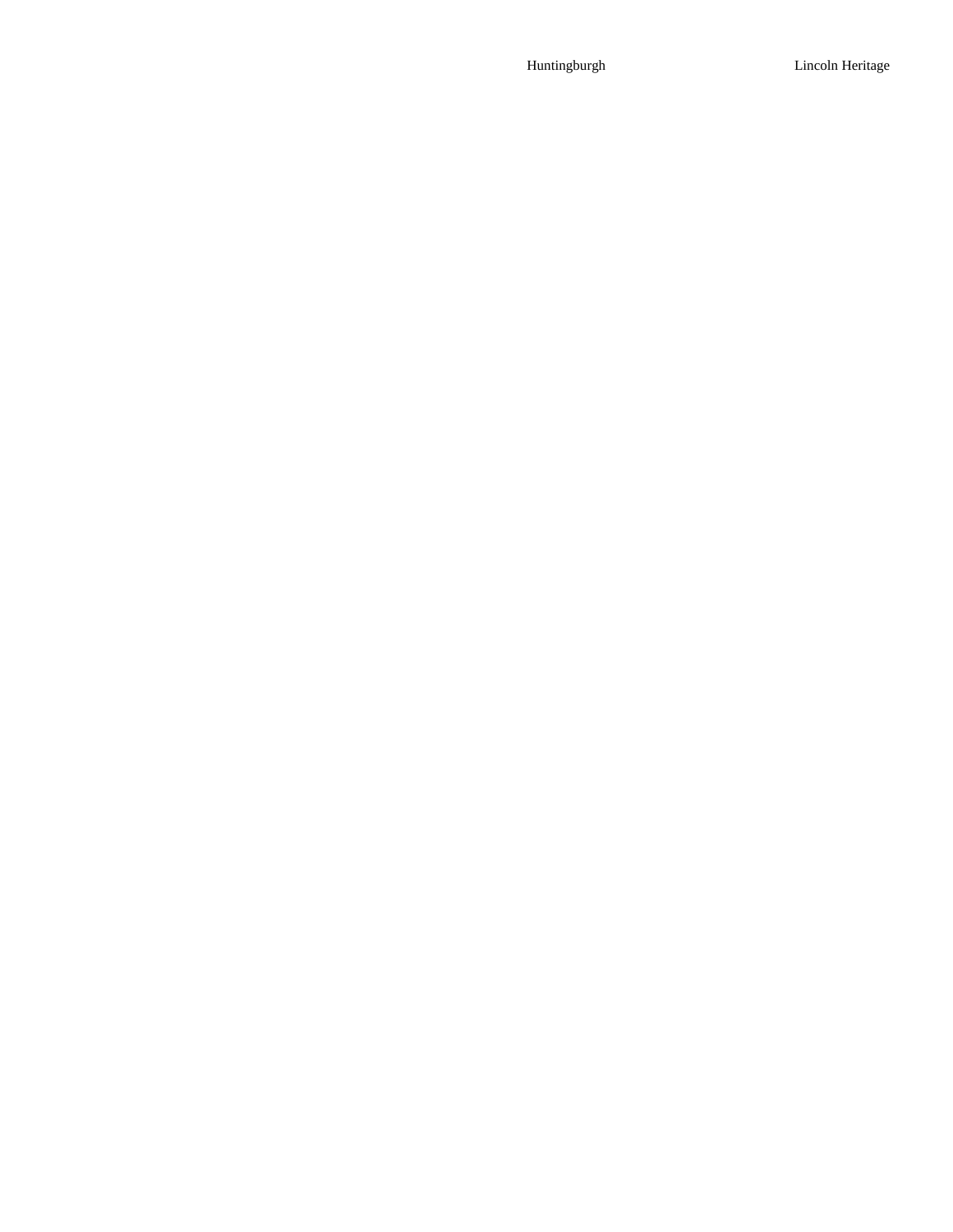Huntingburgh Lincoln Heritage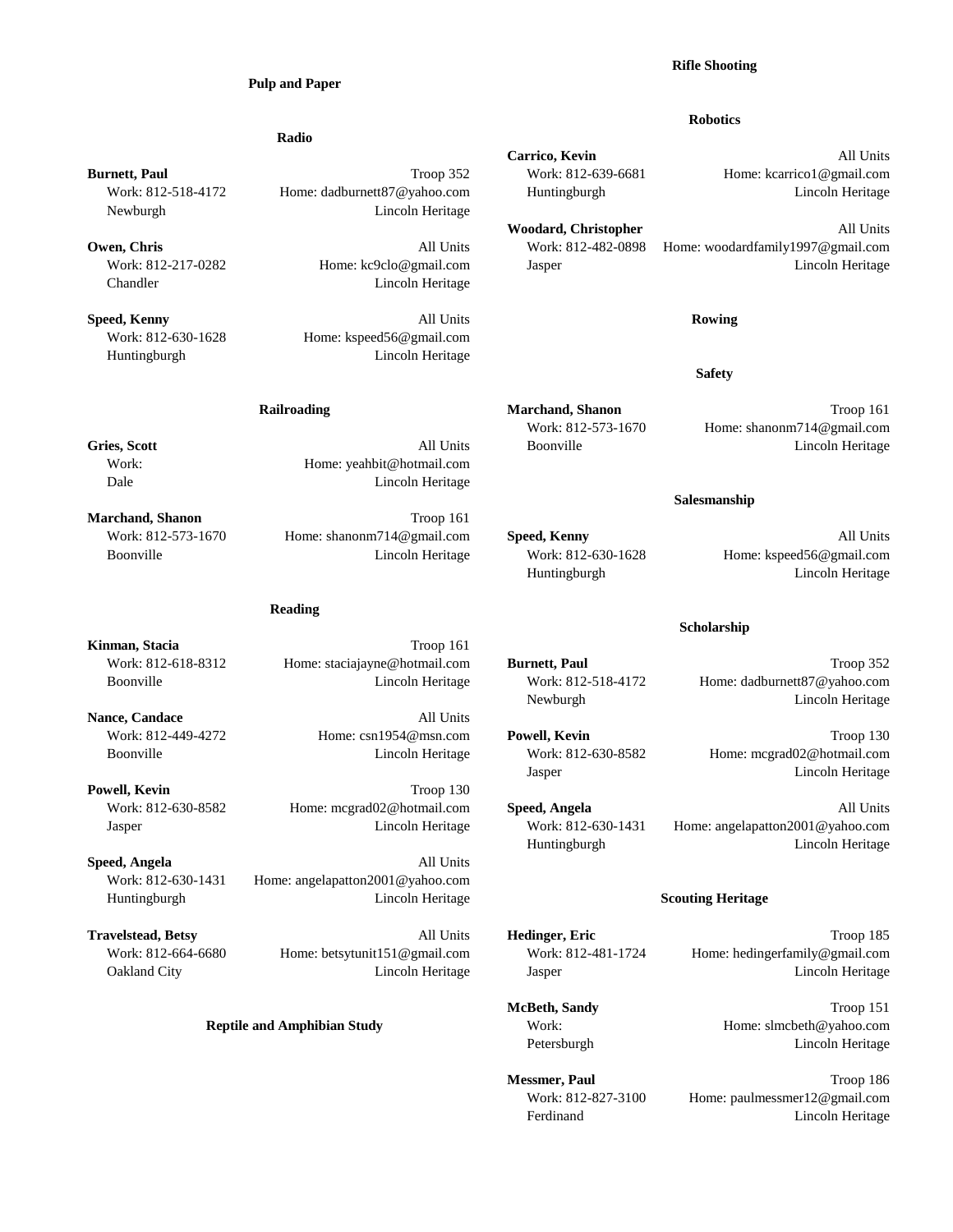## Pulp and Paper

## Radio

**Burnett, Paul** — Troop 352
Work: 812-518-4172 — Home: dadburnett87@yahoo.com
Newburgh — Lincoln Heritage

**Owen, Chris** — All Units
Work: 812-217-0282 — Home: kc9clo@gmail.com
Chandler — Lincoln Heritage

**Speed, Kenny** — All Units
Work: 812-630-1628 — Home: kspeed56@gmail.com
Huntingburgh — Lincoln Heritage

## Railroading

**Gries, Scott** — All Units
Work: — Home: yeahbit@hotmail.com
Dale — Lincoln Heritage

**Marchand, Shanon** — Troop 161
Work: 812-573-1670 — Home: shanonm714@gmail.com
Boonville — Lincoln Heritage

## Reading

**Kinman, Stacia** — Troop 161
Work: 812-618-8312 — Home: staciajayne@hotmail.com
Boonville — Lincoln Heritage

**Nance, Candace** — All Units
Work: 812-449-4272 — Home: csn1954@msn.com
Boonville — Lincoln Heritage

**Powell, Kevin** — Troop 130
Work: 812-630-8582 — Home: mcgrad02@hotmail.com
Jasper — Lincoln Heritage

**Speed, Angela** — All Units
Work: 812-630-1431 — Home: angelapatton2001@yahoo.com
Huntingburgh — Lincoln Heritage

**Travelstead, Betsy** — All Units
Work: 812-664-6680 — Home: betsytunit151@gmail.com
Oakland City — Lincoln Heritage

## Reptile and Amphibian Study

## Rifle Shooting

## Robotics

**Carrico, Kevin** — All Units
Work: 812-639-6681 — Home: kcarrico1@gmail.com
Huntingburgh — Lincoln Heritage

**Woodard, Christopher** — All Units
Work: 812-482-0898 — Home: woodardfamily1997@gmail.com
Jasper — Lincoln Heritage

## Rowing

## Safety

**Marchand, Shanon** — Troop 161
Work: 812-573-1670 — Home: shanonm714@gmail.com
Boonville — Lincoln Heritage

## Salesmanship

**Speed, Kenny** — All Units
Work: 812-630-1628 — Home: kspeed56@gmail.com
Huntingburgh — Lincoln Heritage

## Scholarship

**Burnett, Paul** — Troop 352
Work: 812-518-4172 — Home: dadburnett87@yahoo.com
Newburgh — Lincoln Heritage

**Powell, Kevin** — Troop 130
Work: 812-630-8582 — Home: mcgrad02@hotmail.com
Jasper — Lincoln Heritage

**Speed, Angela** — All Units
Work: 812-630-1431 — Home: angelapatton2001@yahoo.com
Huntingburgh — Lincoln Heritage

## Scouting Heritage

**Hedinger, Eric** — Troop 185
Work: 812-481-1724 — Home: hedingerfamily@gmail.com
Jasper — Lincoln Heritage

**McBeth, Sandy** — Troop 151
Work: — Home: slmcbeth@yahoo.com
Petersburgh — Lincoln Heritage

**Messmer, Paul** — Troop 186
Work: 812-827-3100 — Home: paulmessmer12@gmail.com
Ferdinand — Lincoln Heritage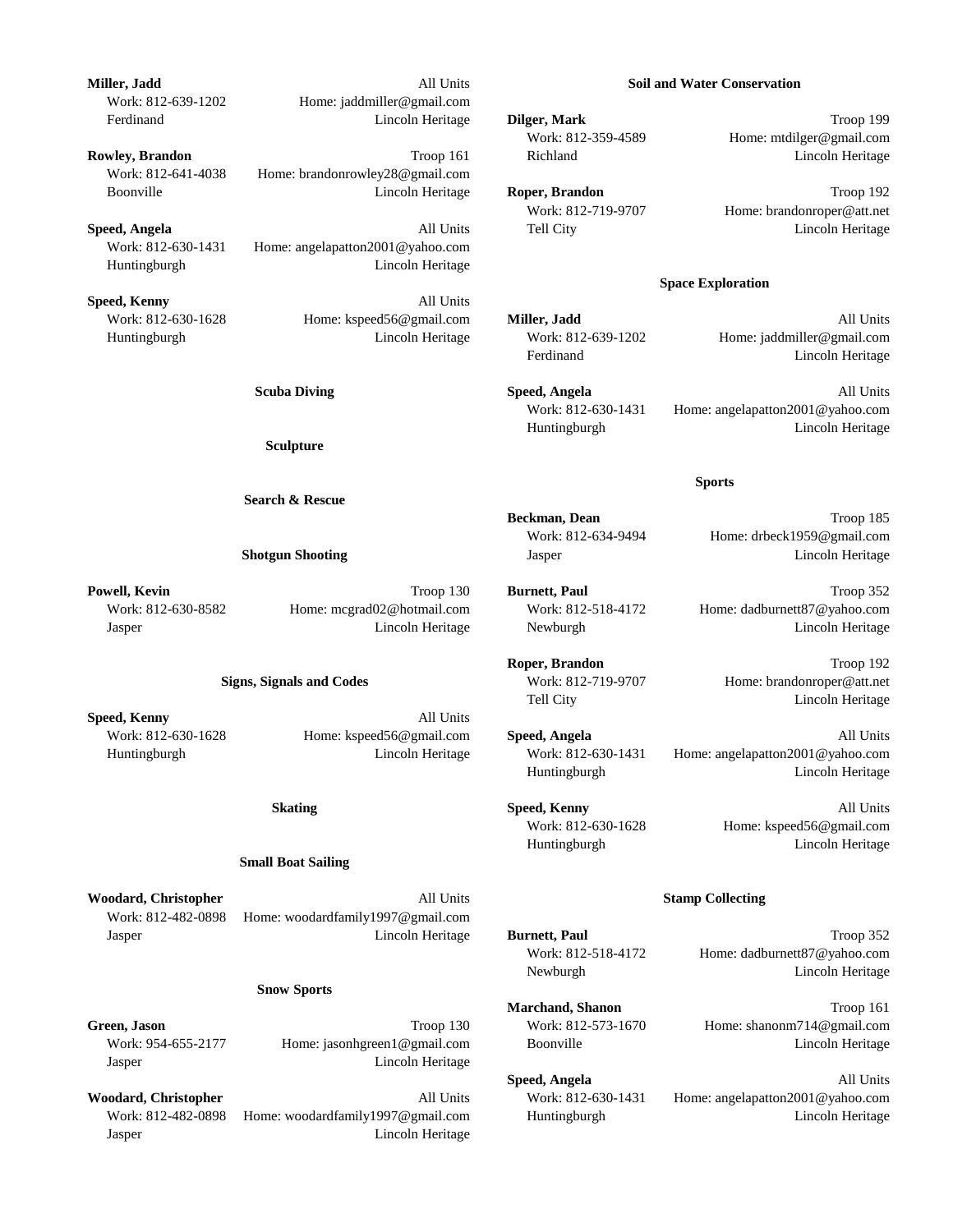**Miller, Jadd** All Units
Work: 812-639-1202 Home: jaddmiller@gmail.com
Ferdinand Lincoln Heritage

**Rowley, Brandon** Troop 161
Work: 812-641-4038 Home: brandonrowley28@gmail.com
Boonville Lincoln Heritage

**Speed, Angela** All Units
Work: 812-630-1431 Home: angelapatton2001@yahoo.com
Huntingburgh Lincoln Heritage

**Speed, Kenny** All Units
Work: 812-630-1628 Home: kspeed56@gmail.com
Huntingburgh Lincoln Heritage

### Scuba Diving

### Sculpture

### Search & Rescue

### Shotgun Shooting

**Powell, Kevin** Troop 130
Work: 812-630-8582 Home: mcgrad02@hotmail.com
Jasper Lincoln Heritage

### Signs, Signals and Codes

**Speed, Kenny** All Units
Work: 812-630-1628 Home: kspeed56@gmail.com
Huntingburgh Lincoln Heritage

### Skating

### Small Boat Sailing

**Woodard, Christopher** All Units
Work: 812-482-0898 Home: woodardfamily1997@gmail.com
Jasper Lincoln Heritage

### Snow Sports

**Green, Jason** Troop 130
Work: 954-655-2177 Home: jasonhgreen1@gmail.com
Jasper Lincoln Heritage

**Woodard, Christopher** All Units
Work: 812-482-0898 Home: woodardfamily1997@gmail.com
Jasper Lincoln Heritage

### Soil and Water Conservation

**Dilger, Mark** Troop 199
Work: 812-359-4589 Home: mtdilger@gmail.com
Richland Lincoln Heritage

**Roper, Brandon** Troop 192
Work: 812-719-9707 Home: brandonroper@att.net
Tell City Lincoln Heritage

### Space Exploration

**Miller, Jadd** All Units
Work: 812-639-1202 Home: jaddmiller@gmail.com
Ferdinand Lincoln Heritage

**Speed, Angela** All Units
Work: 812-630-1431 Home: angelapatton2001@yahoo.com
Huntingburgh Lincoln Heritage

### Sports

**Beckman, Dean** Troop 185
Work: 812-634-9494 Home: drbeck1959@gmail.com
Jasper Lincoln Heritage

**Burnett, Paul** Troop 352
Work: 812-518-4172 Home: dadburnett87@yahoo.com
Newburgh Lincoln Heritage

**Roper, Brandon** Troop 192
Work: 812-719-9707 Home: brandonroper@att.net
Tell City Lincoln Heritage

**Speed, Angela** All Units
Work: 812-630-1431 Home: angelapatton2001@yahoo.com
Huntingburgh Lincoln Heritage

**Speed, Kenny** All Units
Work: 812-630-1628 Home: kspeed56@gmail.com
Huntingburgh Lincoln Heritage

### Stamp Collecting

**Burnett, Paul** Troop 352
Work: 812-518-4172 Home: dadburnett87@yahoo.com
Newburgh Lincoln Heritage

**Marchand, Shanon** Troop 161
Work: 812-573-1670 Home: shanonm714@gmail.com
Boonville Lincoln Heritage

**Speed, Angela** All Units
Work: 812-630-1431 Home: angelapatton2001@yahoo.com
Huntingburgh Lincoln Heritage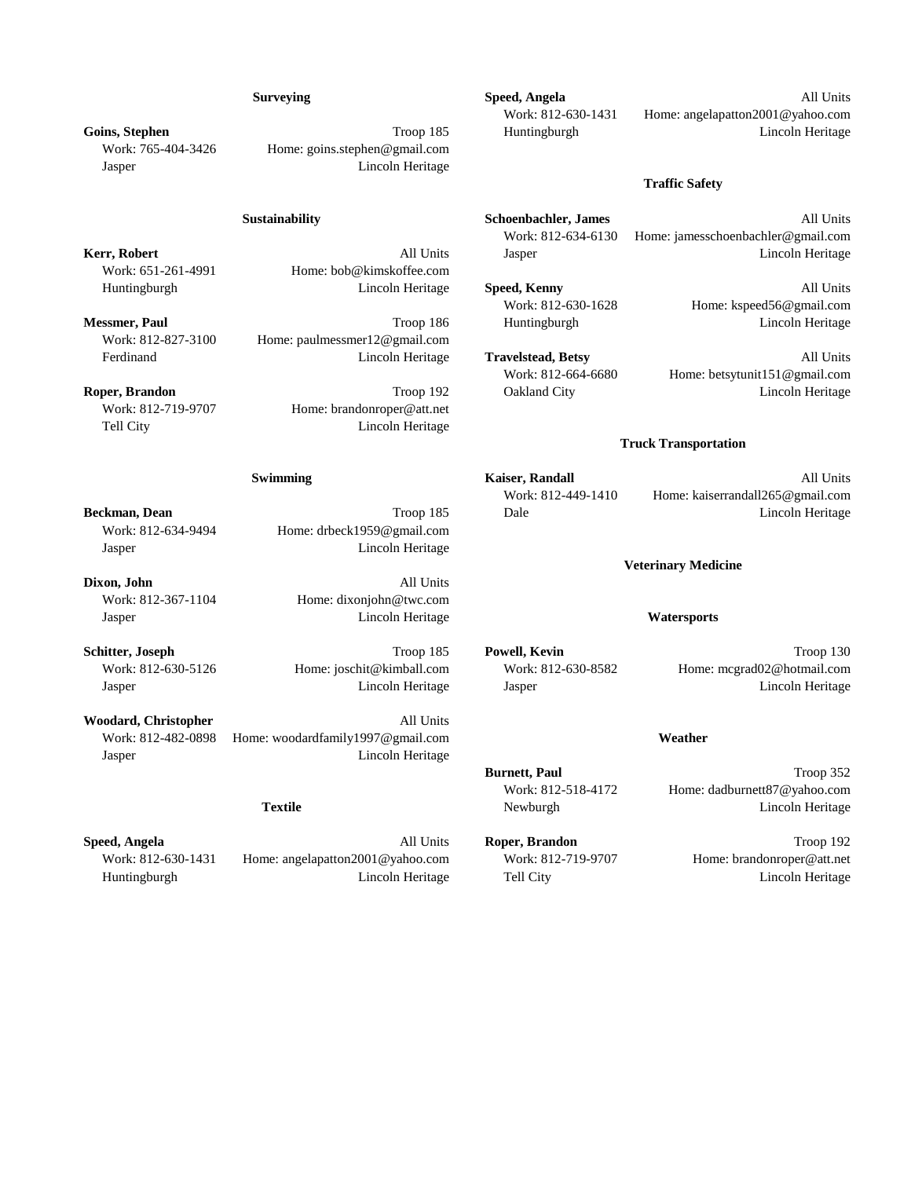### Surveying

**Goins, Stephen** — Troop 185
Work: 765-404-3426 — Home: goins.stephen@gmail.com
Jasper — Lincoln Heritage

### Sustainability

**Kerr, Robert** — All Units
Work: 651-261-4991 — Home: bob@kimskoffee.com
Huntingburgh — Lincoln Heritage

**Messmer, Paul** — Troop 186
Work: 812-827-3100 — Home: paulmessmer12@gmail.com
Ferdinand — Lincoln Heritage

**Roper, Brandon** — Troop 192
Work: 812-719-9707 — Home: brandonroper@att.net
Tell City — Lincoln Heritage

### Swimming

**Beckman, Dean** — Troop 185
Work: 812-634-9494 — Home: drbeck1959@gmail.com
Jasper — Lincoln Heritage

**Dixon, John** — All Units
Work: 812-367-1104 — Home: dixonjohn@twc.com
Jasper — Lincoln Heritage

**Schitter, Joseph** — Troop 185
Work: 812-630-5126 — Home: joschit@kimball.com
Jasper — Lincoln Heritage

**Woodard, Christopher** — All Units
Work: 812-482-0898 — Home: woodardfamily1997@gmail.com
Jasper — Lincoln Heritage

### Textile

**Speed, Angela** — All Units
Work: 812-630-1431 — Home: angelapatton2001@yahoo.com
Huntingburgh — Lincoln Heritage

**Speed, Angela** — All Units
Work: 812-630-1431 — Home: angelapatton2001@yahoo.com
Huntingburgh — Lincoln Heritage

### Traffic Safety

**Schoenbachler, James** — All Units
Work: 812-634-6130 — Home: jamesschoenbachler@gmail.com
Jasper — Lincoln Heritage

**Speed, Kenny** — All Units
Work: 812-630-1628 — Home: kspeed56@gmail.com
Huntingburgh — Lincoln Heritage

**Travelstead, Betsy** — All Units
Work: 812-664-6680 — Home: betsytunit151@gmail.com
Oakland City — Lincoln Heritage

### Truck Transportation

**Kaiser, Randall** — All Units
Work: 812-449-1410 — Home: kaiserrandall265@gmail.com
Dale — Lincoln Heritage

### Veterinary Medicine

### Watersports

**Powell, Kevin** — Troop 130
Work: 812-630-8582 — Home: mcgrad02@hotmail.com
Jasper — Lincoln Heritage

### Weather

**Burnett, Paul** — Troop 352
Work: 812-518-4172 — Home: dadburnett87@yahoo.com
Newburgh — Lincoln Heritage

**Roper, Brandon** — Troop 192
Work: 812-719-9707 — Home: brandonroper@att.net
Tell City — Lincoln Heritage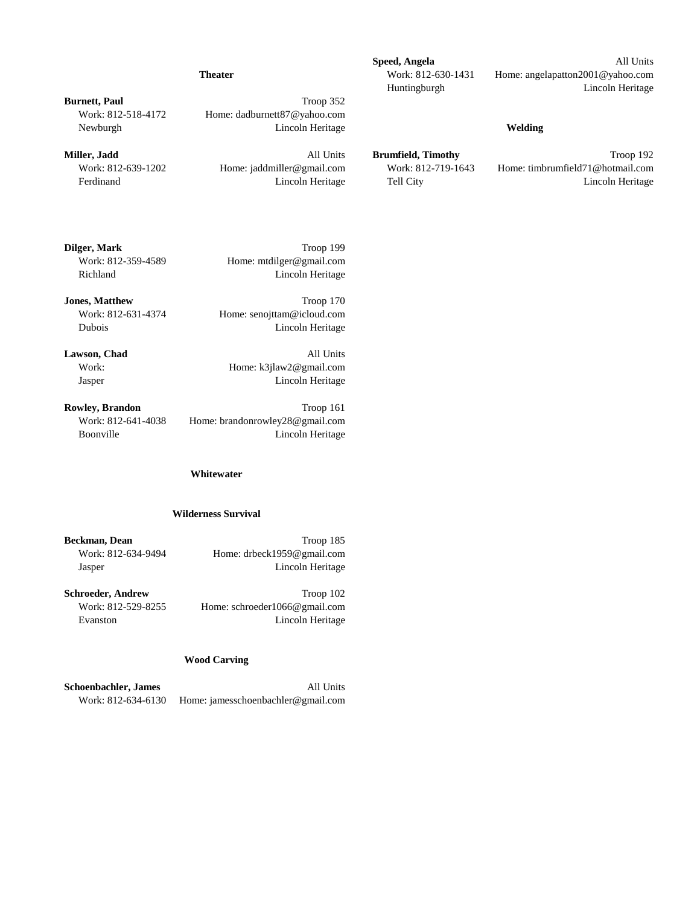### Theater

**Burnett, Paul** — Troop 352
Work: 812-518-4172 — Home: dadburnett87@yahoo.com
Newburgh — Lincoln Heritage

**Miller, Jadd** — All Units
Work: 812-639-1202 — Home: jaddmiller@gmail.com
Ferdinand — Lincoln Heritage

**Dilger, Mark** — Troop 199
Work: 812-359-4589 — Home: mtdilger@gmail.com
Richland — Lincoln Heritage

**Jones, Matthew** — Troop 170
Work: 812-631-4374 — Home: senojttam@icloud.com
Dubois — Lincoln Heritage

**Lawson, Chad** — All Units
Work: — Home: k3jlaw2@gmail.com
Jasper — Lincoln Heritage

**Rowley, Brandon** — Troop 161
Work: 812-641-4038 — Home: brandonrowley28@gmail.com
Boonville — Lincoln Heritage

### Whitewater

### Wilderness Survival

**Beckman, Dean** — Troop 185
Work: 812-634-9494 — Home: drbeck1959@gmail.com
Jasper — Lincoln Heritage

**Schroeder, Andrew** — Troop 102
Work: 812-529-8255 — Home: schroeder1066@gmail.com
Evanston — Lincoln Heritage

### Wood Carving

**Schoenbachler, James** — All Units
Work: 812-634-6130 — Home: jamesschoenbachler@gmail.com

**Speed, Angela** — All Units
Work: 812-630-1431 — Home: angelapatton2001@yahoo.com
Huntingburgh — Lincoln Heritage

### Welding

**Brumfield, Timothy** — Troop 192
Work: 812-719-1643 — Home: timbrumfield71@hotmail.com
Tell City — Lincoln Heritage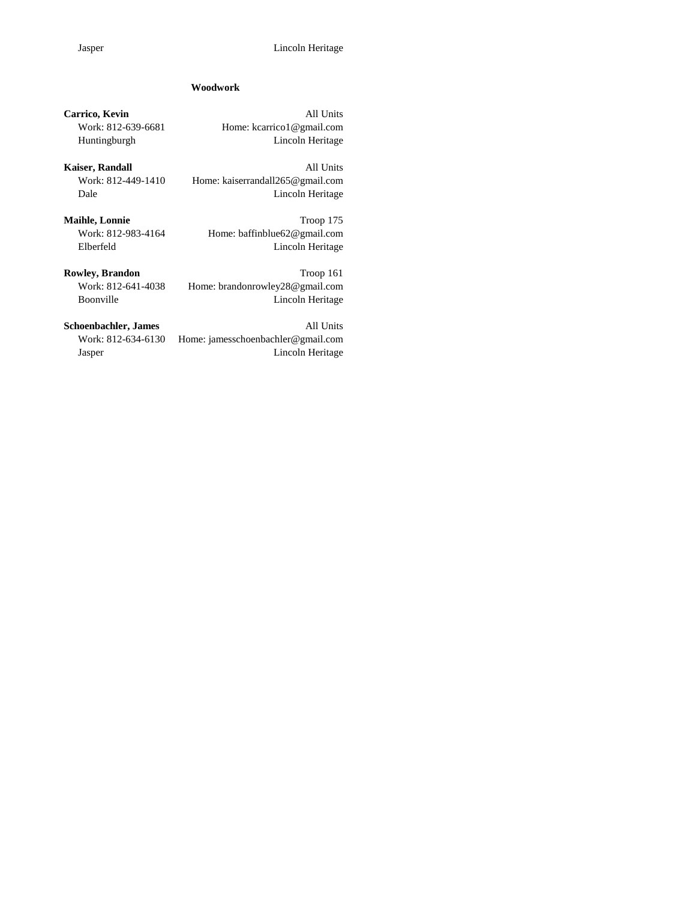Jasper Lincoln Heritage

### Woodwork

**Carrico, Kevin** All Units
Work: 812-639-6681 Home: kcarrico1@gmail.com
Huntingburgh Lincoln Heritage

**Kaiser, Randall** All Units
Work: 812-449-1410 Home: kaiserrandall265@gmail.com
Dale Lincoln Heritage

**Maihle, Lonnie** Troop 175
Work: 812-983-4164 Home: baffinblue62@gmail.com
Elberfeld Lincoln Heritage

**Rowley, Brandon** Troop 161
Work: 812-641-4038 Home: brandonrowley28@gmail.com
Boonville Lincoln Heritage

**Schoenbachler, James** All Units
Work: 812-634-6130 Home: jamesschoenbachler@gmail.com
Jasper Lincoln Heritage